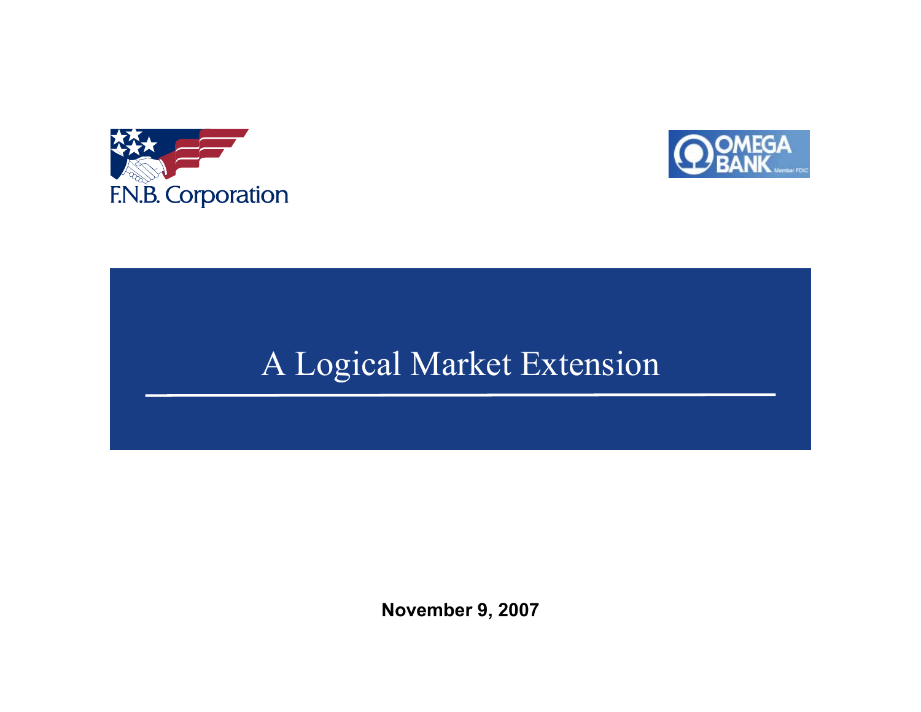F.N.B. Corporation

OMEGA BANK Member FDIC

# A Logical Market Extension

**November 9, 2007**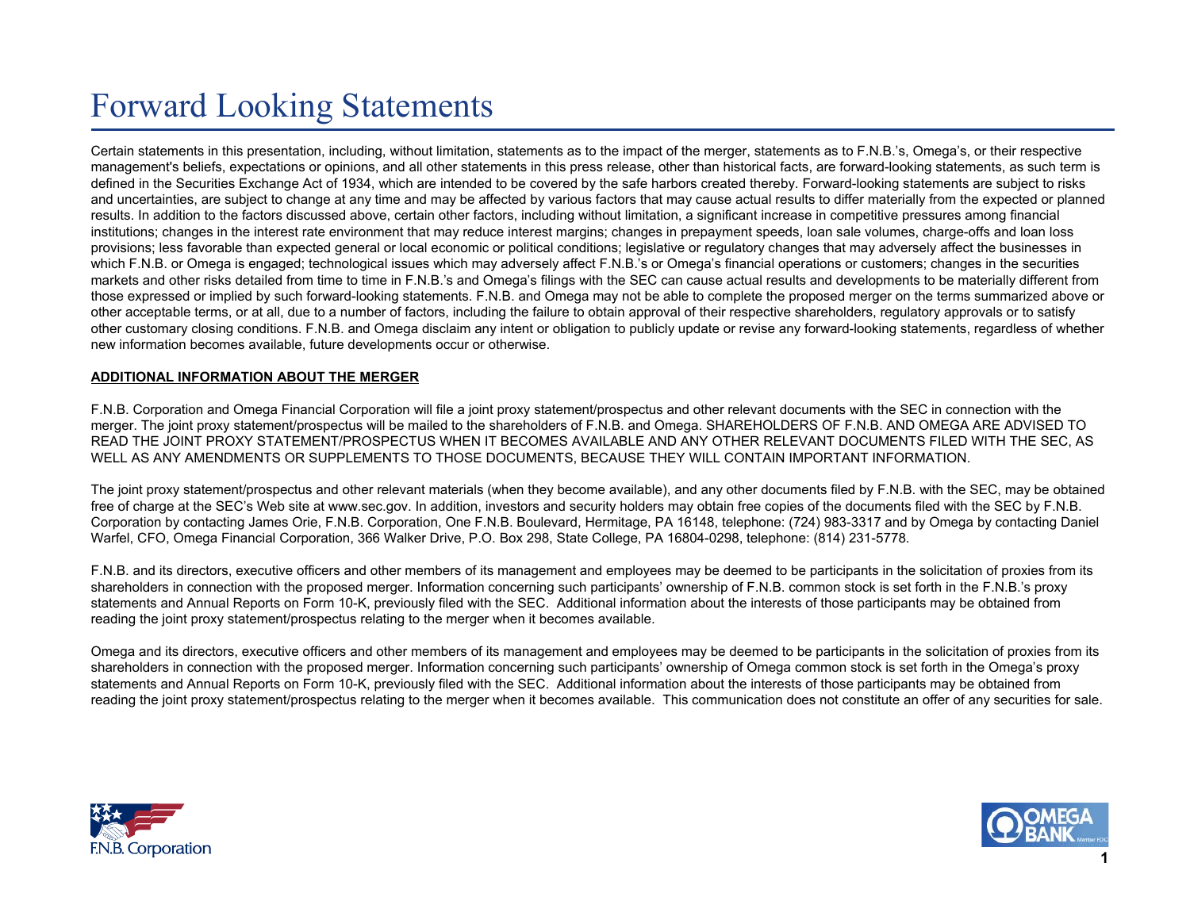# Forward Looking Statements

Certain statements in this presentation, including, without limitation, statements as to the impact of the merger, statements as to F.N.B.'s, Omega's, or their respective management's beliefs, expectations or opinions, and all other statements in this press release, other than historical facts, are forward-looking statements, as such term is defined in the Securities Exchange Act of 1934, which are intended to be covered by the safe harbors created thereby. Forward-looking statements are subject to risks and uncertainties, are subject to change at any time and may be affected by various factors that may cause actual results to differ materially from the expected or planned results. In addition to the factors discussed above, certain other factors, including without limitation, a significant increase in competitive pressures among financial institutions; changes in the interest rate environment that may reduce interest margins; changes in prepayment speeds, loan sale volumes, charge-offs and loan loss provisions; less favorable than expected general or local economic or political conditions; legislative or regulatory changes that may adversely affect the businesses in which F.N.B. or Omega is engaged; technological issues which may adversely affect F.N.B.'s or Omega's financial operations or customers; changes in the securities markets and other risks detailed from time to time in F.N.B.'s and Omega's filings with the SEC can cause actual results and developments to be materially different from those expressed or implied by such forward-looking statements. F.N.B. and Omega may not be able to complete the proposed merger on the terms summarized above or other acceptable terms, or at all, due to a number of factors, including the failure to obtain approval of their respective shareholders, regulatory approvals or to satisfy other customary closing conditions. F.N.B. and Omega disclaim any intent or obligation to publicly update or revise any forward-looking statements, regardless of whether new information becomes available, future developments occur or otherwise.

**ADDITIONAL INFORMATION ABOUT THE MERGER**

F.N.B. Corporation and Omega Financial Corporation will file a joint proxy statement/prospectus and other relevant documents with the SEC in connection with the merger. The joint proxy statement/prospectus will be mailed to the shareholders of F.N.B. and Omega. SHAREHOLDERS OF F.N.B. AND OMEGA ARE ADVISED TO READ THE JOINT PROXY STATEMENT/PROSPECTUS WHEN IT BECOMES AVAILABLE AND ANY OTHER RELEVANT DOCUMENTS FILED WITH THE SEC, AS WELL AS ANY AMENDMENTS OR SUPPLEMENTS TO THOSE DOCUMENTS, BECAUSE THEY WILL CONTAIN IMPORTANT INFORMATION.

The joint proxy statement/prospectus and other relevant materials (when they become available), and any other documents filed by F.N.B. with the SEC, may be obtained free of charge at the SEC's Web site at www.sec.gov. In addition, investors and security holders may obtain free copies of the documents filed with the SEC by F.N.B. Corporation by contacting James Orie, F.N.B. Corporation, One F.N.B. Boulevard, Hermitage, PA 16148, telephone: (724) 983-3317 and by Omega by contacting Daniel Warfel, CFO, Omega Financial Corporation, 366 Walker Drive, P.O. Box 298, State College, PA 16804-0298, telephone: (814) 231-5778.

F.N.B. and its directors, executive officers and other members of its management and employees may be deemed to be participants in the solicitation of proxies from its shareholders in connection with the proposed merger. Information concerning such participants' ownership of F.N.B. common stock is set forth in the F.N.B.'s proxy statements and Annual Reports on Form 10-K, previously filed with the SEC. Additional information about the interests of those participants may be obtained from reading the joint proxy statement/prospectus relating to the merger when it becomes available.

Omega and its directors, executive officers and other members of its management and employees may be deemed to be participants in the solicitation of proxies from its shareholders in connection with the proposed merger. Information concerning such participants' ownership of Omega common stock is set forth in the Omega's proxy statements and Annual Reports on Form 10-K, previously filed with the SEC. Additional information about the interests of those participants may be obtained from reading the joint proxy statement/prospectus relating to the merger when it becomes available. This communication does not constitute an offer of any securities for sale.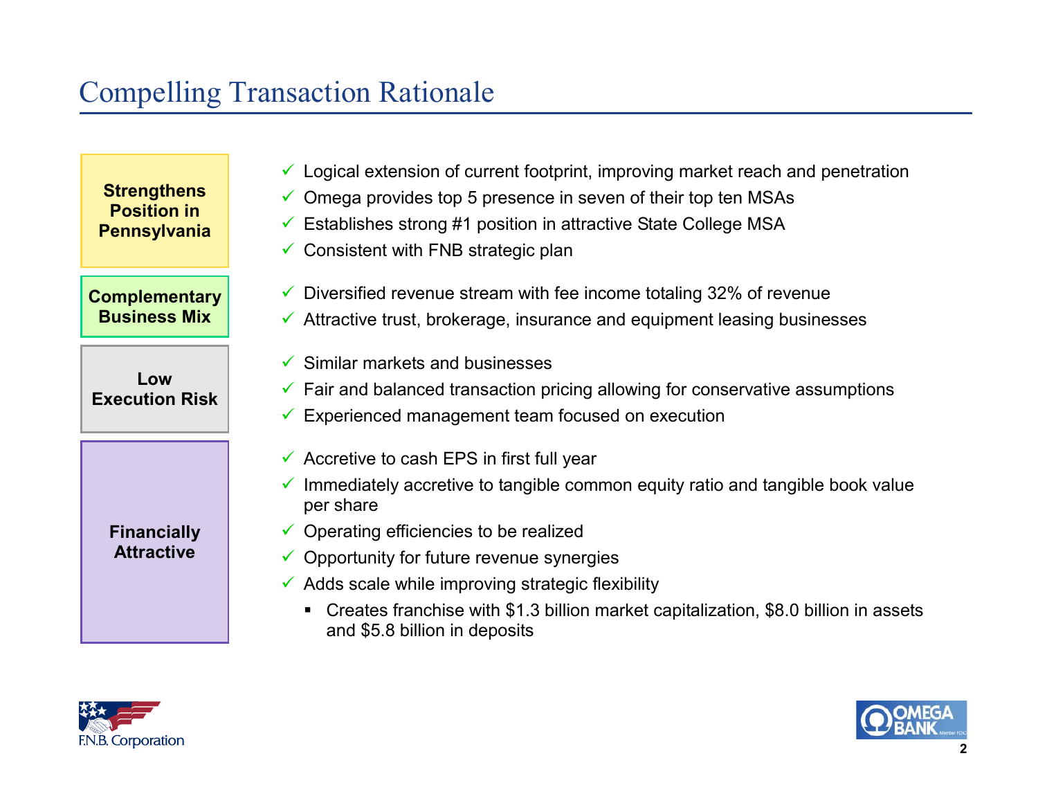# Compelling Transaction Rationale

**Strengthens Position in Pennsylvania**

- ✓ Logical extension of current footprint, improving market reach and penetration
- ✓ Omega provides top 5 presence in seven of their top ten MSAs
- ✓ Establishes strong #1 position in attractive State College MSA
- ✓ Consistent with FNB strategic plan

**Complementary Business Mix**

- ✓ Diversified revenue stream with fee income totaling 32% of revenue
- ✓ Attractive trust, brokerage, insurance and equipment leasing businesses

**Low Execution Risk**

- ✓ Similar markets and businesses
- ✓ Fair and balanced transaction pricing allowing for conservative assumptions
- ✓ Experienced management team focused on execution

**Financially Attractive**

- ✓ Accretive to cash EPS in first full year
- ✓ Immediately accretive to tangible common equity ratio and tangible book value per share
- ✓ Operating efficiencies to be realized
- ✓ Opportunity for future revenue synergies
- ✓ Adds scale while improving strategic flexibility
  - Creates franchise with $1.3 billion market capitalization, $8.0 billion in assets and $5.8 billion in deposits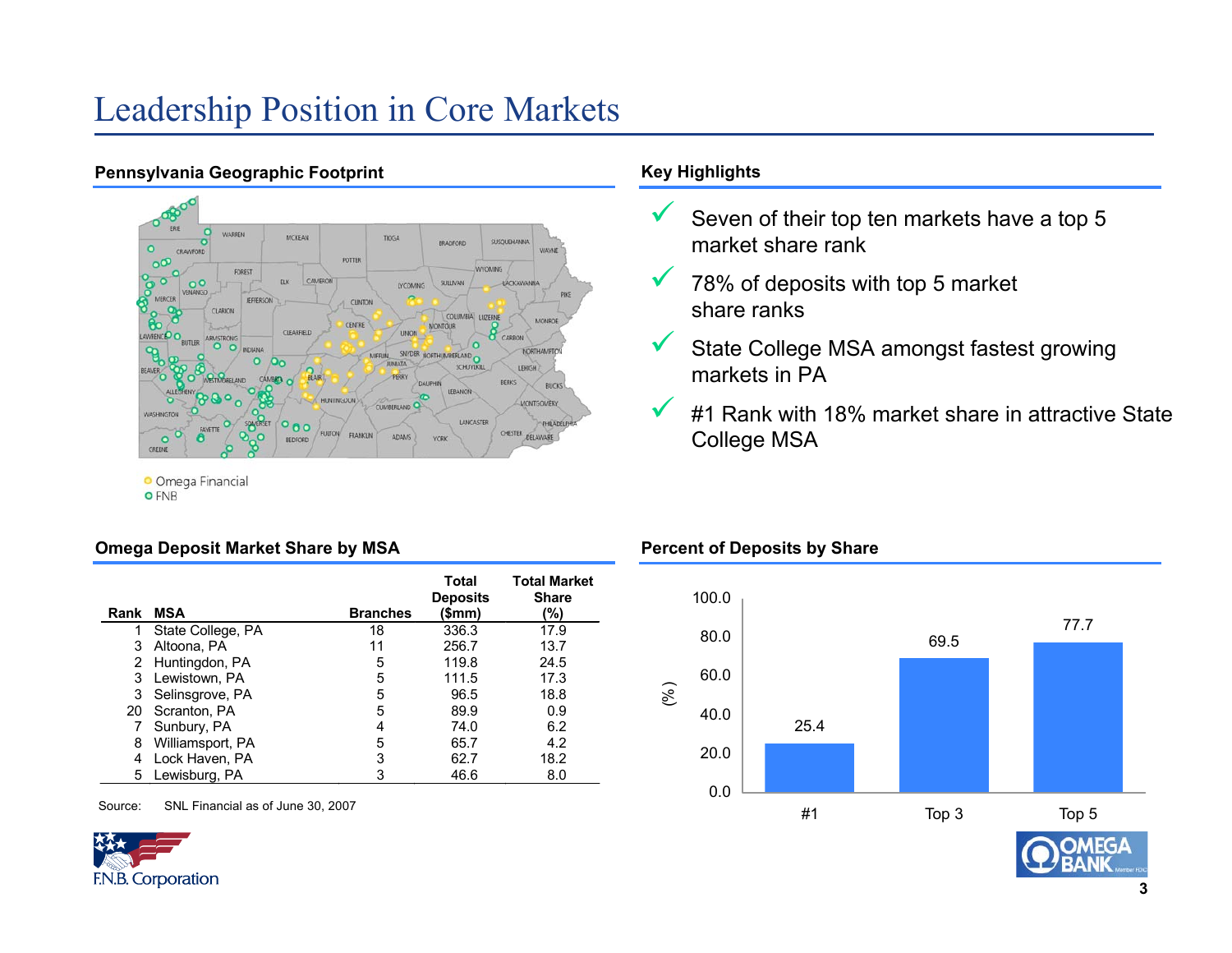# Leadership Position in Core Markets

## Pennsylvania Geographic Footprint

Omega Financial
FNB

## Key Highlights

- Seven of their top ten markets have a top 5 market share rank
- 78% of deposits with top 5 market share ranks
- State College MSA amongst fastest growing markets in PA
- #1 Rank with 18% market share in attractive State College MSA

## Omega Deposit Market Share by MSA

| Rank | MSA | Branches | Total Deposits ($mm) | Total Market Share (%) |
|---|---|---|---|---|
| 1 | State College, PA | 18 | 336.3 | 17.9 |
| 3 | Altoona, PA | 11 | 256.7 | 13.7 |
| 2 | Huntingdon, PA | 5 | 119.8 | 24.5 |
| 3 | Lewistown, PA | 5 | 111.5 | 17.3 |
| 3 | Selinsgrove, PA | 5 | 96.5 | 18.8 |
| 20 | Scranton, PA | 5 | 89.9 | 0.9 |
| 7 | Sunbury, PA | 4 | 74.0 | 6.2 |
| 8 | Williamsport, PA | 5 | 65.7 | 4.2 |
| 4 | Lock Haven, PA | 3 | 62.7 | 18.2 |
| 5 | Lewisburg, PA | 3 | 46.6 | 8.0 |

Source: SNL Financial as of June 30, 2007

## Percent of Deposits by Share

| | (%) |
|---|---|
| #1 | 25.4 |
| Top 3 | 69.5 |
| Top 5 | 77.7 |

F.N.B. Corporation

OMEGA BANK Member FDIC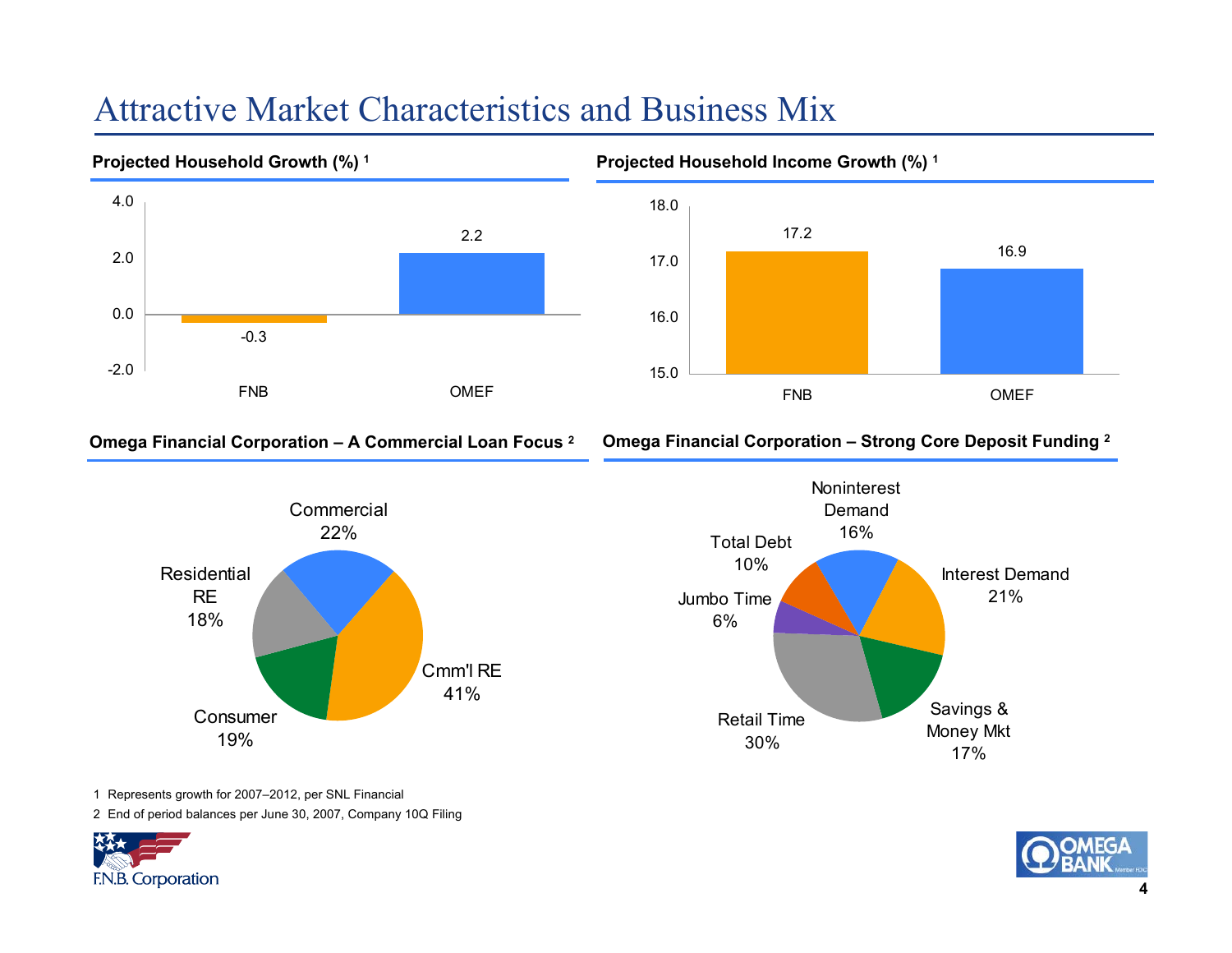# Attractive Market Characteristics and Business Mix

**Projected Household Growth (%) [1]**

| | FNB | OMEF |
|---|---|---|
| Projected Household Growth (%) | -0.3 | 2.2 |

**Projected Household Income Growth (%) [1]**

| | FNB | OMEF |
|---|---|---|
| Projected Household Income Growth (%) | 17.2 | 16.9 |

**Omega Financial Corporation – A Commercial Loan Focus [2]**

| Loan Type | % |
|---|---|
| Commercial | 22% |
| Cmm'l RE | 41% |
| Consumer | 19% |
| Residential RE | 18% |

**Omega Financial Corporation – Strong Core Deposit Funding [2]**

| Funding Type | % |
|---|---|
| Noninterest Demand | 16% |
| Interest Demand | 21% |
| Savings & Money Mkt | 17% |
| Retail Time | 30% |
| Jumbo Time | 6% |
| Total Debt | 10% |

1 Represents growth for 2007–2012, per SNL Financial

2 End of period balances per June 30, 2007, Company 10Q Filing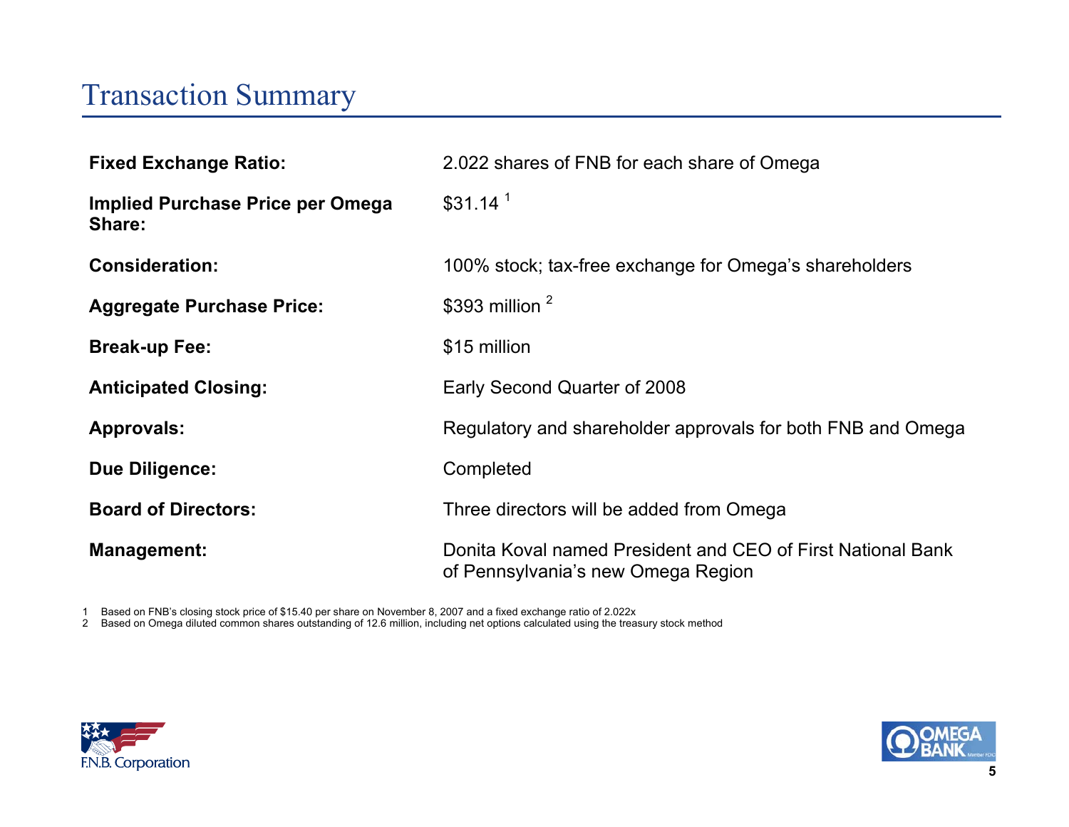# Transaction Summary

| | |
|---|---|
| **Fixed Exchange Ratio:** | 2.022 shares of FNB for each share of Omega |
| **Implied Purchase Price per Omega Share:** | $31.14 [1] |
| **Consideration:** | 100% stock; tax-free exchange for Omega's shareholders |
| **Aggregate Purchase Price:** | $393 million [2] |
| **Break-up Fee:** | $15 million |
| **Anticipated Closing:** | Early Second Quarter of 2008 |
| **Approvals:** | Regulatory and shareholder approvals for both FNB and Omega |
| **Due Diligence:** | Completed |
| **Board of Directors:** | Three directors will be added from Omega |
| **Management:** | Donita Koval named President and CEO of First National Bank of Pennsylvania's new Omega Region |

1 Based on FNB's closing stock price of $15.40 per share on November 8, 2007 and a fixed exchange ratio of 2.022x

2 Based on Omega diluted common shares outstanding of 12.6 million, including net options calculated using the treasury stock method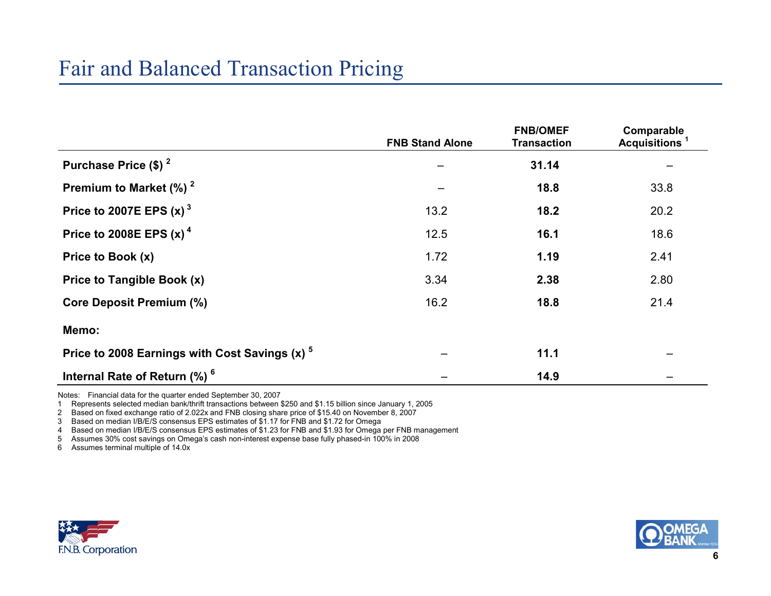# Fair and Balanced Transaction Pricing

| | FNB Stand Alone | FNB/OMEF Transaction | Comparable Acquisitions [1] |
|---|---|---|---|
| **Purchase Price ($) [2]** | – | **31.14** | – |
| **Premium to Market (%) [2]** | – | **18.8** | 33.8 |
| **Price to 2007E EPS (x) [3]** | 13.2 | **18.2** | 20.2 |
| **Price to 2008E EPS (x) [4]** | 12.5 | **16.1** | 18.6 |
| **Price to Book (x)** | 1.72 | **1.19** | 2.41 |
| **Price to Tangible Book (x)** | 3.34 | **2.38** | 2.80 |
| **Core Deposit Premium (%)** | 16.2 | **18.8** | 21.4 |
| **Memo:** | | | |
| **Price to 2008 Earnings with Cost Savings (x) [5]** | – | **11.1** | – |
| **Internal Rate of Return (%) [6]** | – | **14.9** | – |

Notes: Financial data for the quarter ended September 30, 2007

1 Represents selected median bank/thrift transactions between $250 and $1.15 billion since January 1, 2005
2 Based on fixed exchange ratio of 2.022x and FNB closing share price of $15.40 on November 8, 2007
3 Based on median I/B/E/S consensus EPS estimates of $1.17 for FNB and $1.72 for Omega
4 Based on median I/B/E/S consensus EPS estimates of $1.23 for FNB and $1.93 for Omega per FNB management
5 Assumes 30% cost savings on Omega's cash non-interest expense base fully phased-in 100% in 2008
6 Assumes terminal multiple of 14.0x

F.N.B. Corporation

OMEGA BANK Member FDIC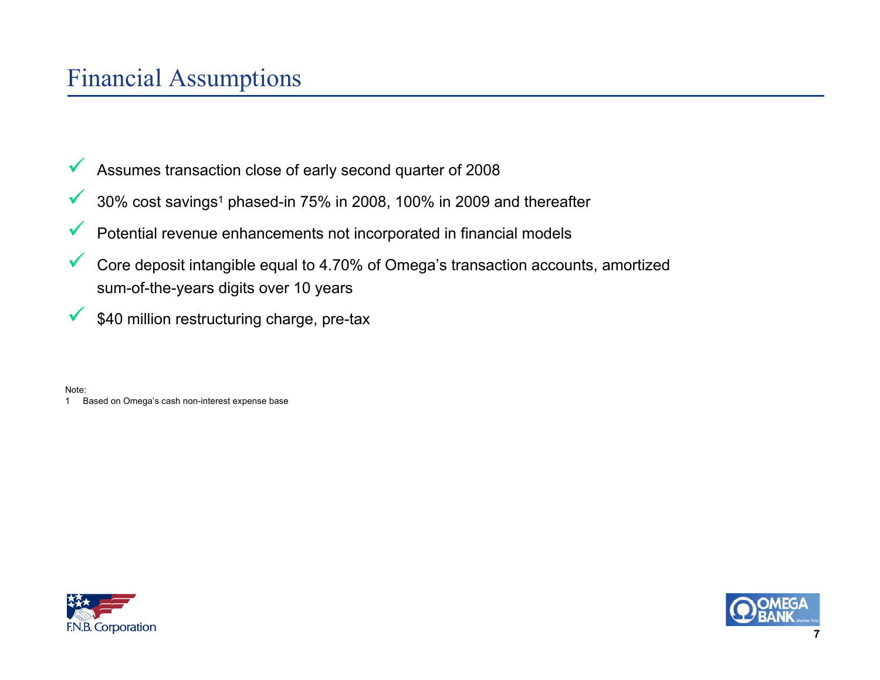# Financial Assumptions

- Assumes transaction close of early second quarter of 2008
- 30% cost savings[1] phased-in 75% in 2008, 100% in 2009 and thereafter
- Potential revenue enhancements not incorporated in financial models
- Core deposit intangible equal to 4.70% of Omega's transaction accounts, amortized sum-of-the-years digits over 10 years
- $40 million restructuring charge, pre-tax

Note:

1 Based on Omega's cash non-interest expense base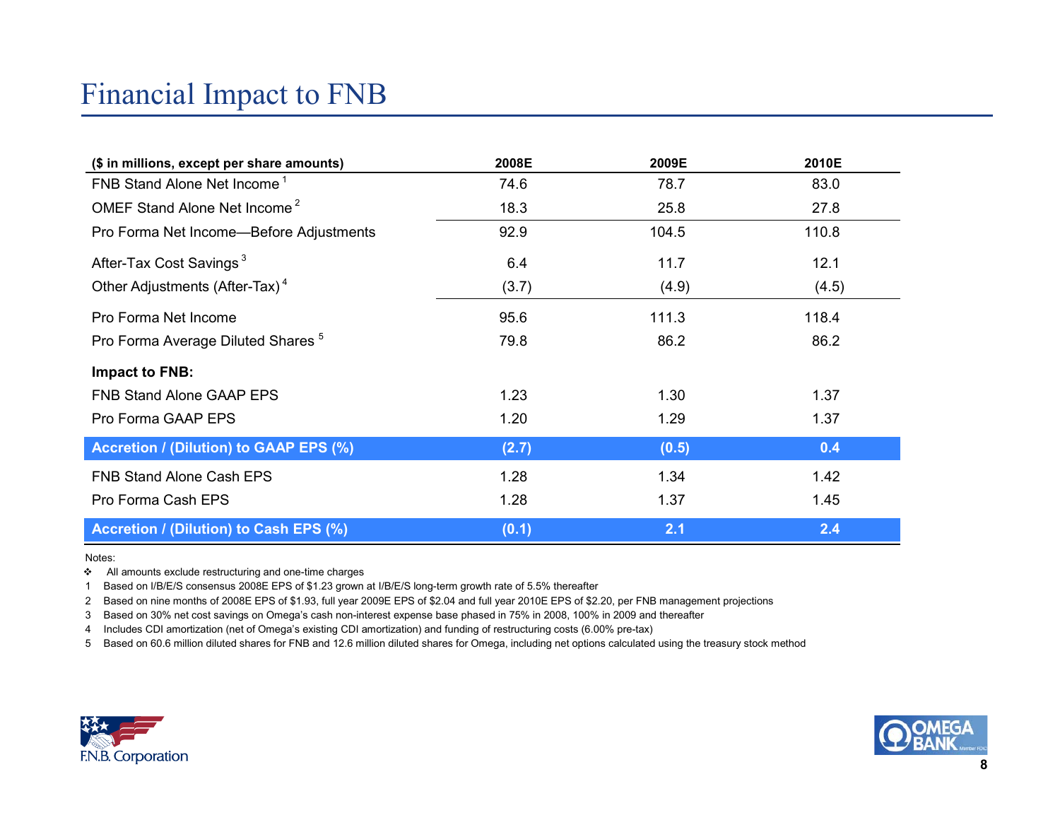# Financial Impact to FNB

| ($ in millions, except per share amounts) | 2008E | 2009E | 2010E |
|---|---|---|---|
| FNB Stand Alone Net Income [1] | 74.6 | 78.7 | 83.0 |
| OMEF Stand Alone Net Income [2] | 18.3 | 25.8 | 27.8 |
| Pro Forma Net Income—Before Adjustments | 92.9 | 104.5 | 110.8 |
| After-Tax Cost Savings [3] | 6.4 | 11.7 | 12.1 |
| Other Adjustments (After-Tax) [4] | (3.7) | (4.9) | (4.5) |
| Pro Forma Net Income | 95.6 | 111.3 | 118.4 |
| Pro Forma Average Diluted Shares [5] | 79.8 | 86.2 | 86.2 |
| **Impact to FNB:** | | | |
| FNB Stand Alone GAAP EPS | 1.23 | 1.30 | 1.37 |
| Pro Forma GAAP EPS | 1.20 | 1.29 | 1.37 |
| **Accretion / (Dilution) to GAAP EPS (%)** | **(2.7)** | **(0.5)** | **0.4** |
| FNB Stand Alone Cash EPS | 1.28 | 1.34 | 1.42 |
| Pro Forma Cash EPS | 1.28 | 1.37 | 1.45 |
| **Accretion / (Dilution) to Cash EPS (%)** | **(0.1)** | **2.1** | **2.4** |

Notes:

- All amounts exclude restructuring and one-time charges

1. Based on I/B/E/S consensus 2008E EPS of $1.23 grown at I/B/E/S long-term growth rate of 5.5% thereafter
2. Based on nine months of 2008E EPS of $1.93, full year 2009E EPS of $2.04 and full year 2010E EPS of $2.20, per FNB management projections
3. Based on 30% net cost savings on Omega's cash non-interest expense base phased in 75% in 2008, 100% in 2009 and thereafter
4. Includes CDI amortization (net of Omega's existing CDI amortization) and funding of restructuring costs (6.00% pre-tax)
5. Based on 60.6 million diluted shares for FNB and 12.6 million diluted shares for Omega, including net options calculated using the treasury stock method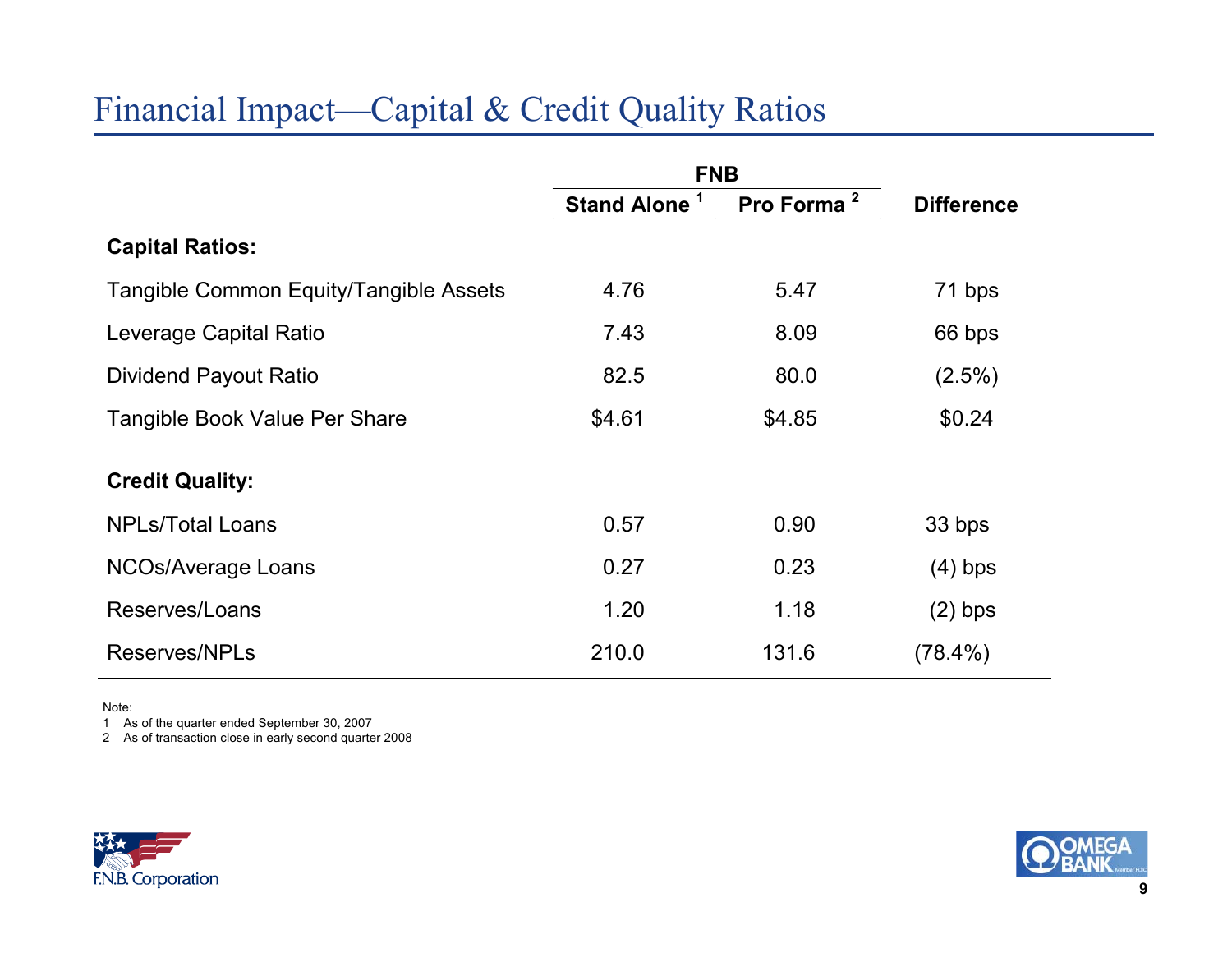# Financial Impact—Capital & Credit Quality Ratios

| | FNB | | |
|---|---|---|---|
| | Stand Alone [1] | Pro Forma [2] | Difference |
| **Capital Ratios:** | | | |
| Tangible Common Equity/Tangible Assets | 4.76 | 5.47 | 71 bps |
| Leverage Capital Ratio | 7.43 | 8.09 | 66 bps |
| Dividend Payout Ratio | 82.5 | 80.0 | (2.5%) |
| Tangible Book Value Per Share | $4.61 | $4.85 | $0.24 |
| **Credit Quality:** | | | |
| NPLs/Total Loans | 0.57 | 0.90 | 33 bps |
| NCOs/Average Loans | 0.27 | 0.23 | (4) bps |
| Reserves/Loans | 1.20 | 1.18 | (2) bps |
| Reserves/NPLs | 210.0 | 131.6 | (78.4%) |

Note:
1 As of the quarter ended September 30, 2007
2 As of transaction close in early second quarter 2008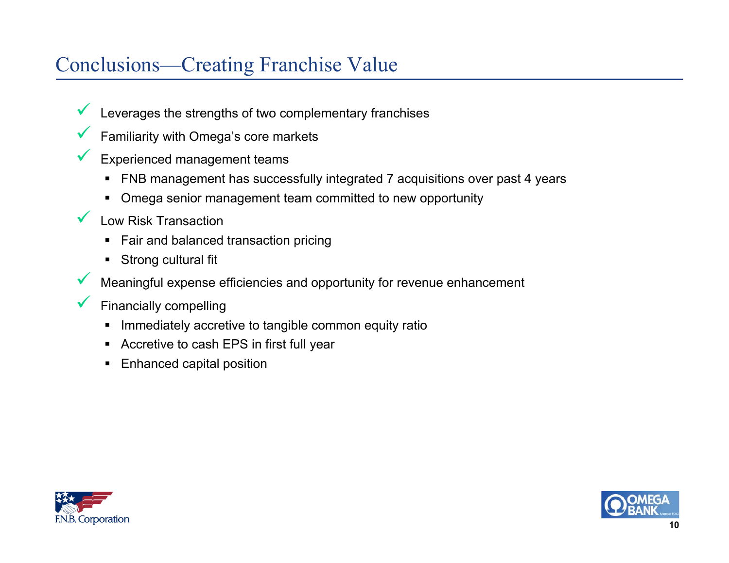# Conclusions—Creating Franchise Value

- ✓ Leverages the strengths of two complementary franchises
- ✓ Familiarity with Omega's core markets
- ✓ Experienced management teams
  - FNB management has successfully integrated 7 acquisitions over past 4 years
  - Omega senior management team committed to new opportunity
- ✓ Low Risk Transaction
  - Fair and balanced transaction pricing
  - Strong cultural fit
- ✓ Meaningful expense efficiencies and opportunity for revenue enhancement
- ✓ Financially compelling
  - Immediately accretive to tangible common equity ratio
  - Accretive to cash EPS in first full year
  - Enhanced capital position

F.N.B. Corporation

OMEGA BANK Member FDIC